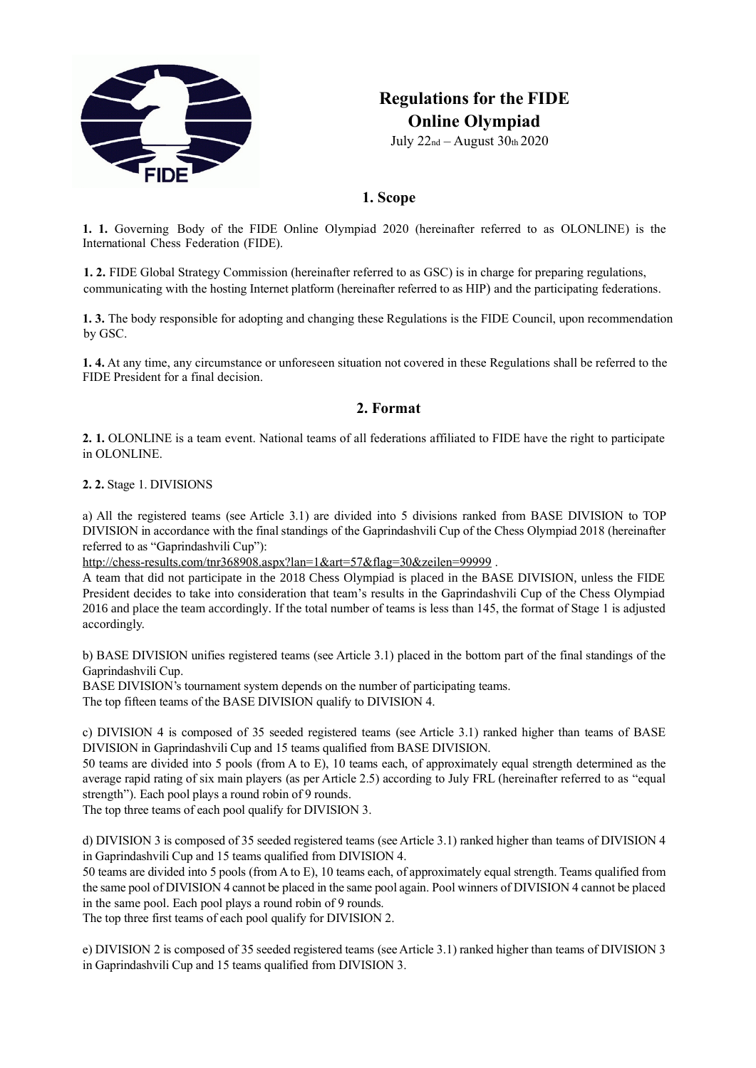# Regulations for the FIDE Online Olympiad

July 22nd – August 30th 2020

## 1. Scope

**1. 1.** Governing Body of the FIDE Online Olympiad 2020 (hereinafter referred to as OLONLINE) is the International Chess Federation (FIDE).

**1. 2.** FIDE Global Strategy Commission (hereinafter referred to as GSC) is in charge for preparing regulations, communicating with the hosting Internet platform (hereinafter referred to as HIP) and the participating federations.

**1. 3.** The body responsible for adopting and changing these Regulations is the FIDE Council, upon recommendation by GSC.

**1. 4.** At any time, any circumstance or unforeseen situation not covered in these Regulations shall be referred to the FIDE President for a final decision.

## 2. Format

**2. 1.** OLONLINE is a team event. National teams of all federations affiliated to FIDE have the right to participate in OLONLINE.

**2. 2.** Stage 1. DIVISIONS

a) All the registered teams (see Article 3.1) are divided into 5 divisions ranked from BASE DIVISION to TOP DIVISION in accordance with the final standings of the Gaprindashvili Cup of the Chess Olympiad 2018 (hereinafter referred to as "Gaprindashvili Cup"):
http://chess-results.com/tnr368908.aspx?lan=1&art=57&flag=30&zeilen=99999 .
A team that did not participate in the 2018 Chess Olympiad is placed in the BASE DIVISION, unless the FIDE President decides to take into consideration that team's results in the Gaprindashvili Cup of the Chess Olympiad 2016 and place the team accordingly. If the total number of teams is less than 145, the format of Stage 1 is adjusted accordingly.

b) BASE DIVISION unifies registered teams (see Article 3.1) placed in the bottom part of the final standings of the Gaprindashvili Cup.
BASE DIVISION's tournament system depends on the number of participating teams.
The top fifteen teams of the BASE DIVISION qualify to DIVISION 4.

c) DIVISION 4 is composed of 35 seeded registered teams (see Article 3.1) ranked higher than teams of BASE DIVISION in Gaprindashvili Cup and 15 teams qualified from BASE DIVISION.
50 teams are divided into 5 pools (from A to E), 10 teams each, of approximately equal strength determined as the average rapid rating of six main players (as per Article 2.5) according to July FRL (hereinafter referred to as "equal strength"). Each pool plays a round robin of 9 rounds.
The top three teams of each pool qualify for DIVISION 3.

d) DIVISION 3 is composed of 35 seeded registered teams (see Article 3.1) ranked higher than teams of DIVISION 4 in Gaprindashvili Cup and 15 teams qualified from DIVISION 4.
50 teams are divided into 5 pools (from A to E), 10 teams each, of approximately equal strength. Teams qualified from the same pool of DIVISION 4 cannot be placed in the same pool again. Pool winners of DIVISION 4 cannot be placed in the same pool. Each pool plays a round robin of 9 rounds.
The top three first teams of each pool qualify for DIVISION 2.

e) DIVISION 2 is composed of 35 seeded registered teams (see Article 3.1) ranked higher than teams of DIVISION 3 in Gaprindashvili Cup and 15 teams qualified from DIVISION 3.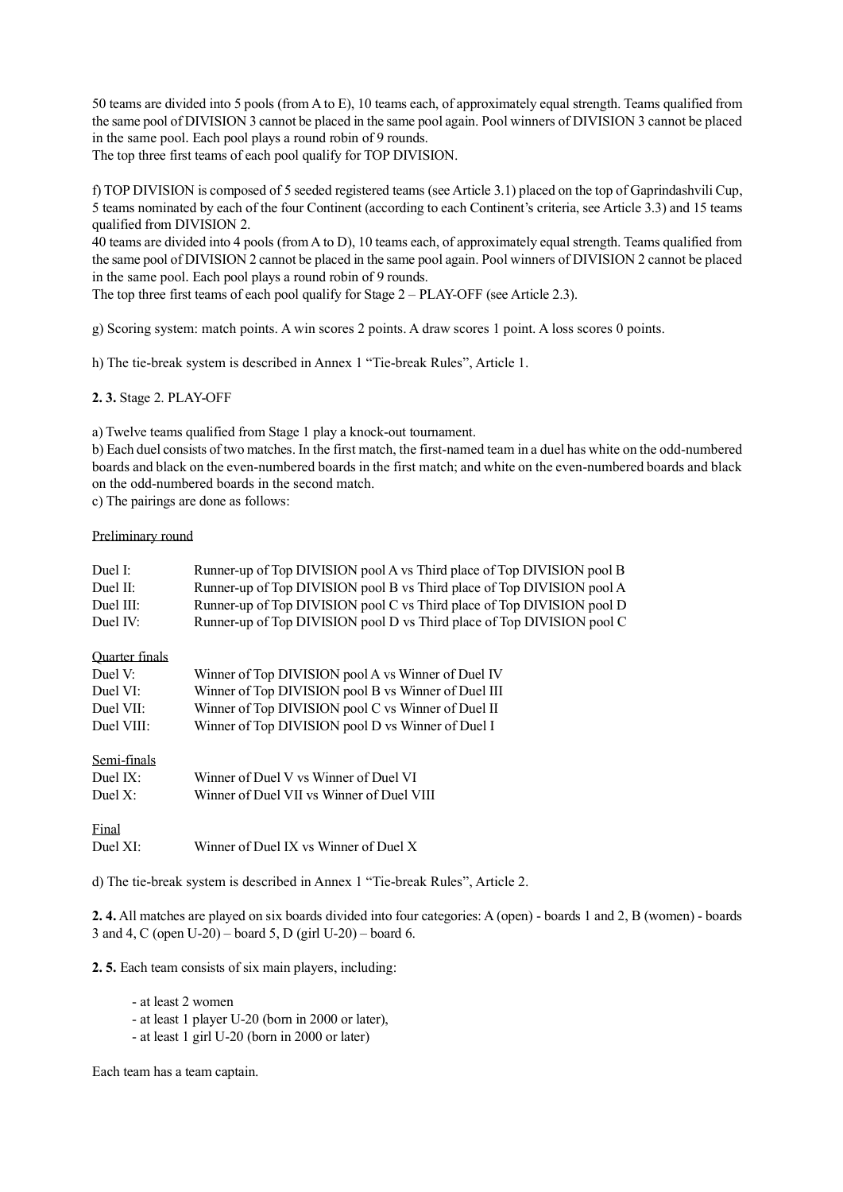50 teams are divided into 5 pools (from A to E), 10 teams each, of approximately equal strength. Teams qualified from the same pool of DIVISION 3 cannot be placed in the same pool again. Pool winners of DIVISION 3 cannot be placed in the same pool. Each pool plays a round robin of 9 rounds.
The top three first teams of each pool qualify for TOP DIVISION.

f) TOP DIVISION is composed of 5 seeded registered teams (see Article 3.1) placed on the top of Gaprindashvili Cup, 5 teams nominated by each of the four Continent (according to each Continent's criteria, see Article 3.3) and 15 teams qualified from DIVISION 2.
40 teams are divided into 4 pools (from A to D), 10 teams each, of approximately equal strength. Teams qualified from the same pool of DIVISION 2 cannot be placed in the same pool again. Pool winners of DIVISION 2 cannot be placed in the same pool. Each pool plays a round robin of 9 rounds.
The top three first teams of each pool qualify for Stage 2 – PLAY-OFF (see Article 2.3).

g) Scoring system: match points. A win scores 2 points. A draw scores 1 point. A loss scores 0 points.

h) The tie-break system is described in Annex 1 "Tie-break Rules", Article 1.

**2. 3.** Stage 2. PLAY-OFF

a) Twelve teams qualified from Stage 1 play a knock-out tournament.
b) Each duel consists of two matches. In the first match, the first-named team in a duel has white on the odd-numbered boards and black on the even-numbered boards in the first match; and white on the even-numbered boards and black on the odd-numbered boards in the second match.
c) The pairings are done as follows:

Preliminary round

| | |
|---|---|
| Duel I: | Runner-up of Top DIVISION pool A vs Third place of Top DIVISION pool B |
| Duel II: | Runner-up of Top DIVISION pool B vs Third place of Top DIVISION pool A |
| Duel III: | Runner-up of Top DIVISION pool C vs Third place of Top DIVISION pool D |
| Duel IV: | Runner-up of Top DIVISION pool D vs Third place of Top DIVISION pool C |

Quarter finals

| | |
|---|---|
| Duel V: | Winner of Top DIVISION pool A vs Winner of Duel IV |
| Duel VI: | Winner of Top DIVISION pool B vs Winner of Duel III |
| Duel VII: | Winner of Top DIVISION pool C vs Winner of Duel II |
| Duel VIII: | Winner of Top DIVISION pool D vs Winner of Duel I |

Semi-finals

| | |
|---|---|
| Duel IX: | Winner of Duel V vs Winner of Duel VI |
| Duel X: | Winner of Duel VII vs Winner of Duel VIII |

Final

| | |
|---|---|
| Duel XI: | Winner of Duel IX vs Winner of Duel X |

d) The tie-break system is described in Annex 1 "Tie-break Rules", Article 2.

**2. 4.** All matches are played on six boards divided into four categories: A (open) - boards 1 and 2, B (women) - boards 3 and 4, C (open U-20) – board 5, D (girl U-20) – board 6.

**2. 5.** Each team consists of six main players, including:

- at least 2 women
- at least 1 player U-20 (born in 2000 or later),
- at least 1 girl U-20 (born in 2000 or later)

Each team has a team captain.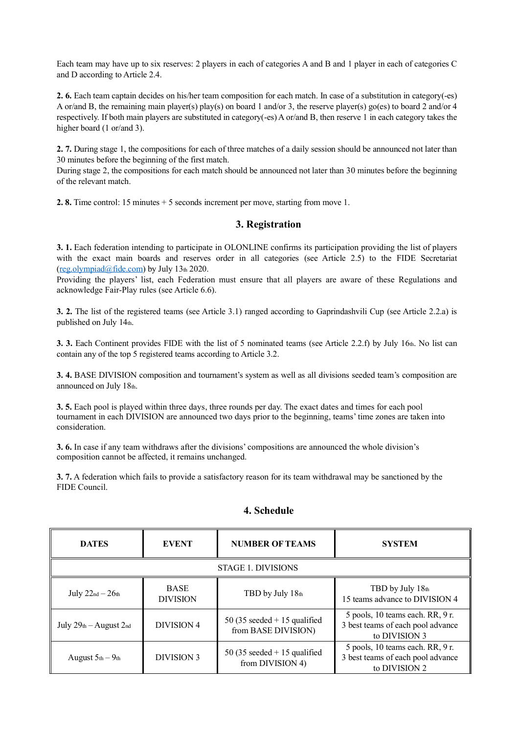Each team may have up to six reserves: 2 players in each of categories A and B and 1 player in each of categories C and D according to Article 2.4.

**2. 6.** Each team captain decides on his/her team composition for each match. In case of a substitution in category(-es) A or/and B, the remaining main player(s) play(s) on board 1 and/or 3, the reserve player(s) go(es) to board 2 and/or 4 respectively. If both main players are substituted in category(-es) A or/and B, then reserve 1 in each category takes the higher board (1 or/and 3).

**2. 7.** During stage 1, the compositions for each of three matches of a daily session should be announced not later than 30 minutes before the beginning of the first match.
During stage 2, the compositions for each match should be announced not later than 30 minutes before the beginning of the relevant match.

**2. 8.** Time control: 15 minutes + 5 seconds increment per move, starting from move 1.

## 3. Registration

**3. 1.** Each federation intending to participate in OLONLINE confirms its participation providing the list of players with the exact main boards and reserves order in all categories (see Article 2.5) to the FIDE Secretariat (reg.olympiad@fide.com) by July 13th 2020.
Providing the players' list, each Federation must ensure that all players are aware of these Regulations and acknowledge Fair-Play rules (see Article 6.6).

**3. 2.** The list of the registered teams (see Article 3.1) ranged according to Gaprindashvili Cup (see Article 2.2.a) is published on July 14th.

**3. 3.** Each Continent provides FIDE with the list of 5 nominated teams (see Article 2.2.f) by July 16th. No list can contain any of the top 5 registered teams according to Article 3.2.

**3. 4.** BASE DIVISION composition and tournament's system as well as all divisions seeded team's composition are announced on July 18th.

**3. 5.** Each pool is played within three days, three rounds per day. The exact dates and times for each pool tournament in each DIVISION are announced two days prior to the beginning, teams' time zones are taken into consideration.

**3. 6.** In case if any team withdraws after the divisions' compositions are announced the whole division's composition cannot be affected, it remains unchanged.

**3. 7.** A federation which fails to provide a satisfactory reason for its team withdrawal may be sanctioned by the FIDE Council.

## 4. Schedule

| DATES | EVENT | NUMBER OF TEAMS | SYSTEM |
|---|---|---|---|
| STAGE 1. DIVISIONS | | | |
| July 22nd – 26th | BASE DIVISION | TBD by July 18th | TBD by July 18th<br>15 teams advance to DIVISION 4 |
| July 29th – August 2nd | DIVISION 4 | 50 (35 seeded + 15 qualified from BASE DIVISION) | 5 pools, 10 teams each. RR, 9 r.<br>3 best teams of each pool advance to DIVISION 3 |
| August 5th – 9th | DIVISION 3 | 50 (35 seeded + 15 qualified from DIVISION 4) | 5 pools, 10 teams each. RR, 9 r.<br>3 best teams of each pool advance to DIVISION 2 |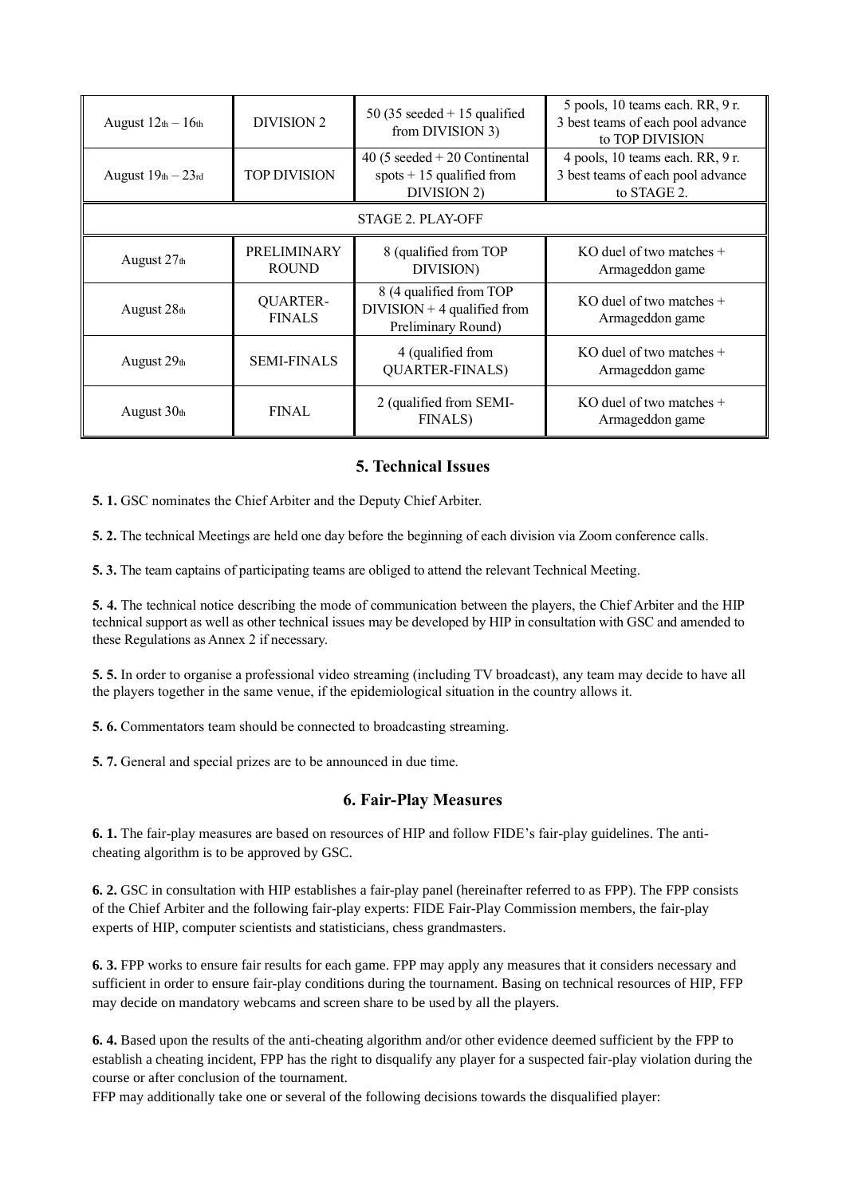| August 12th – 16th | DIVISION 2 | 50 (35 seeded + 15 qualified from DIVISION 3) | 5 pools, 10 teams each. RR, 9 r. 3 best teams of each pool advance to TOP DIVISION |
|---|---|---|---|
| August 19th – 23rd | TOP DIVISION | 40 (5 seeded + 20 Continental spots + 15 qualified from DIVISION 2) | 4 pools, 10 teams each. RR, 9 r. 3 best teams of each pool advance to STAGE 2. |
| STAGE 2. PLAY-OFF | | | |
| August 27th | PRELIMINARY ROUND | 8 (qualified from TOP DIVISION) | KO duel of two matches + Armageddon game |
| August 28th | QUARTER-FINALS | 8 (4 qualified from TOP DIVISION + 4 qualified from Preliminary Round) | KO duel of two matches + Armageddon game |
| August 29th | SEMI-FINALS | 4 (qualified from QUARTER-FINALS) | KO duel of two matches + Armageddon game |
| August 30th | FINAL | 2 (qualified from SEMI-FINALS) | KO duel of two matches + Armageddon game |

## 5. Technical Issues

**5. 1.** GSC nominates the Chief Arbiter and the Deputy Chief Arbiter.

**5. 2.** The technical Meetings are held one day before the beginning of each division via Zoom conference calls.

**5. 3.** The team captains of participating teams are obliged to attend the relevant Technical Meeting.

**5. 4.** The technical notice describing the mode of communication between the players, the Chief Arbiter and the HIP technical support as well as other technical issues may be developed by HIP in consultation with GSC and amended to these Regulations as Annex 2 if necessary.

**5. 5.** In order to organise a professional video streaming (including TV broadcast), any team may decide to have all the players together in the same venue, if the epidemiological situation in the country allows it.

**5. 6.** Commentators team should be connected to broadcasting streaming.

**5. 7.** General and special prizes are to be announced in due time.

## 6. Fair-Play Measures

**6. 1.** The fair-play measures are based on resources of HIP and follow FIDE's fair-play guidelines. The anti-cheating algorithm is to be approved by GSC.

**6. 2.** GSC in consultation with HIP establishes a fair-play panel (hereinafter referred to as FPP). The FPP consists of the Chief Arbiter and the following fair-play experts: FIDE Fair-Play Commission members, the fair-play experts of HIP, computer scientists and statisticians, chess grandmasters.

**6. 3.** FPP works to ensure fair results for each game. FPP may apply any measures that it considers necessary and sufficient in order to ensure fair-play conditions during the tournament. Basing on technical resources of HIP, FPP may decide on mandatory webcams and screen share to be used by all the players.

**6. 4.** Based upon the results of the anti-cheating algorithm and/or other evidence deemed sufficient by the FPP to establish a cheating incident, FPP has the right to disqualify any player for a suspected fair-play violation during the course or after conclusion of the tournament.

FPP may additionally take one or several of the following decisions towards the disqualified player: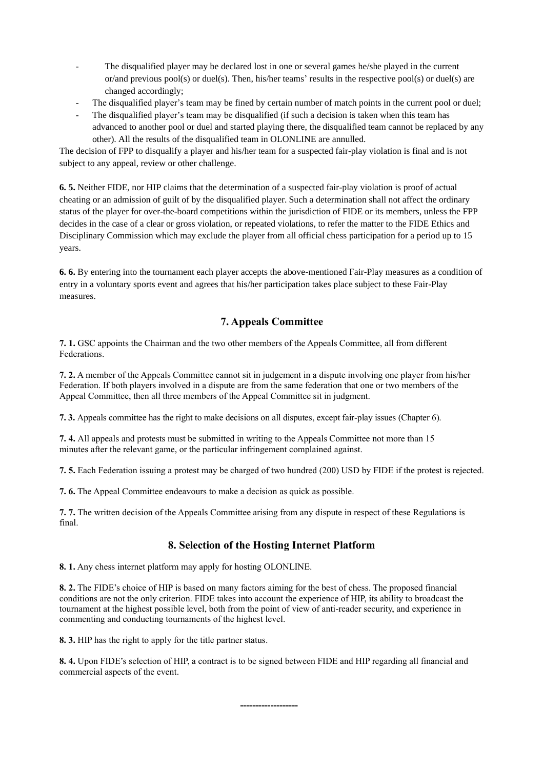- The disqualified player may be declared lost in one or several games he/she played in the current or/and previous pool(s) or duel(s). Then, his/her teams' results in the respective pool(s) or duel(s) are changed accordingly;
- The disqualified player's team may be fined by certain number of match points in the current pool or duel;
- The disqualified player's team may be disqualified (if such a decision is taken when this team has advanced to another pool or duel and started playing there, the disqualified team cannot be replaced by any other). All the results of the disqualified team in OLONLINE are annulled.

The decision of FPP to disqualify a player and his/her team for a suspected fair-play violation is final and is not subject to any appeal, review or other challenge.

**6. 5.** Neither FIDE, nor HIP claims that the determination of a suspected fair-play violation is proof of actual cheating or an admission of guilt of by the disqualified player. Such a determination shall not affect the ordinary status of the player for over-the-board competitions within the jurisdiction of FIDE or its members, unless the FPP decides in the case of a clear or gross violation, or repeated violations, to refer the matter to the FIDE Ethics and Disciplinary Commission which may exclude the player from all official chess participation for a period up to 15 years.

**6. 6.** By entering into the tournament each player accepts the above-mentioned Fair-Play measures as a condition of entry in a voluntary sports event and agrees that his/her participation takes place subject to these Fair-Play measures.

## 7. Appeals Committee

**7. 1.** GSC appoints the Chairman and the two other members of the Appeals Committee, all from different Federations.

**7. 2.** A member of the Appeals Committee cannot sit in judgement in a dispute involving one player from his/her Federation. If both players involved in a dispute are from the same federation that one or two members of the Appeal Committee, then all three members of the Appeal Committee sit in judgment.

**7. 3.** Appeals committee has the right to make decisions on all disputes, except fair-play issues (Chapter 6).

**7. 4.** All appeals and protests must be submitted in writing to the Appeals Committee not more than 15 minutes after the relevant game, or the particular infringement complained against.

**7. 5.** Each Federation issuing a protest may be charged of two hundred (200) USD by FIDE if the protest is rejected.

**7. 6.** The Appeal Committee endeavours to make a decision as quick as possible.

**7. 7.** The written decision of the Appeals Committee arising from any dispute in respect of these Regulations is final.

## 8. Selection of the Hosting Internet Platform

**8. 1.** Any chess internet platform may apply for hosting OLONLINE.

**8. 2.** The FIDE's choice of HIP is based on many factors aiming for the best of chess. The proposed financial conditions are not the only criterion. FIDE takes into account the experience of HIP, its ability to broadcast the tournament at the highest possible level, both from the point of view of anti-reader security, and experience in commenting and conducting tournaments of the highest level.

**8. 3.** HIP has the right to apply for the title partner status.

**8. 4.** Upon FIDE's selection of HIP, a contract is to be signed between FIDE and HIP regarding all financial and commercial aspects of the event.

------------------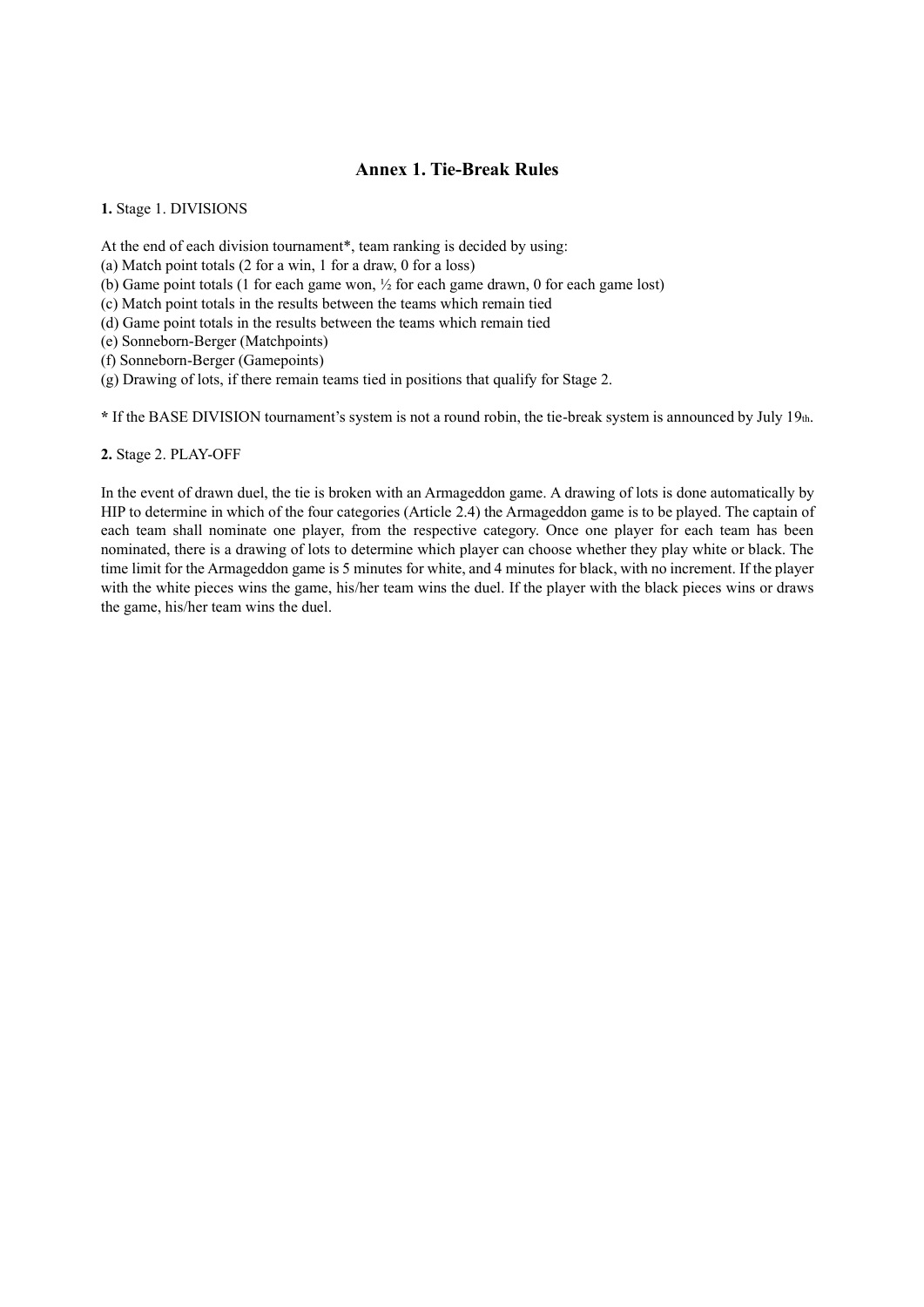## Annex 1. Tie-Break Rules

**1.** Stage 1. DIVISIONS

At the end of each division tournament*, team ranking is decided by using:
(a) Match point totals (2 for a win, 1 for a draw, 0 for a loss)
(b) Game point totals (1 for each game won, ½ for each game drawn, 0 for each game lost)
(c) Match point totals in the results between the teams which remain tied
(d) Game point totals in the results between the teams which remain tied
(e) Sonneborn-Berger (Matchpoints)
(f) Sonneborn-Berger (Gamepoints)
(g) Drawing of lots, if there remain teams tied in positions that qualify for Stage 2.

**\*** If the BASE DIVISION tournament's system is not a round robin, the tie-break system is announced by July 19th.

**2.** Stage 2. PLAY-OFF

In the event of drawn duel, the tie is broken with an Armageddon game. A drawing of lots is done automatically by HIP to determine in which of the four categories (Article 2.4) the Armageddon game is to be played. The captain of each team shall nominate one player, from the respective category. Once one player for each team has been nominated, there is a drawing of lots to determine which player can choose whether they play white or black. The time limit for the Armageddon game is 5 minutes for white, and 4 minutes for black, with no increment. If the player with the white pieces wins the game, his/her team wins the duel. If the player with the black pieces wins or draws the game, his/her team wins the duel.